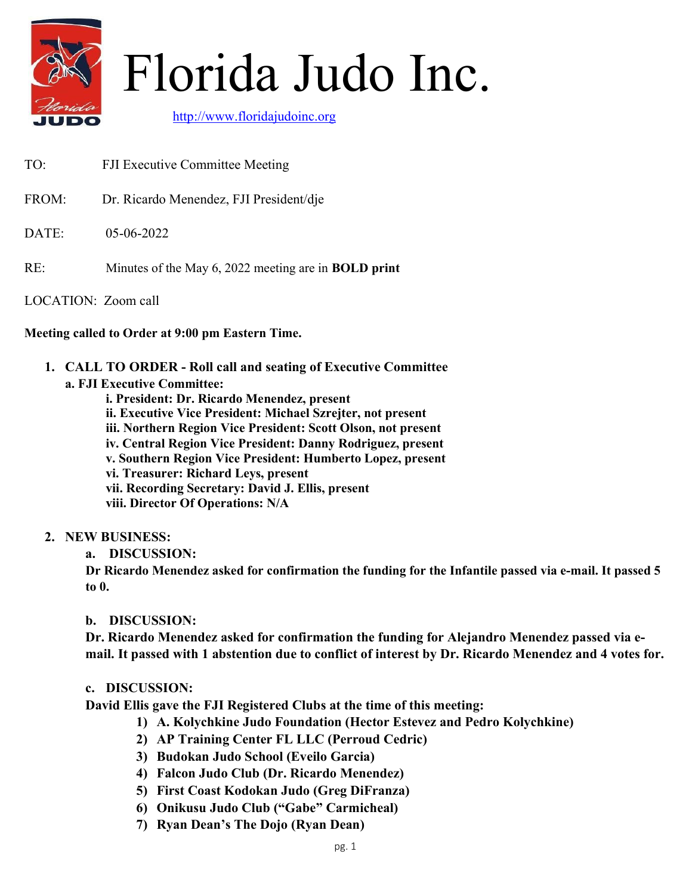# Florida Judo Inc.

http://www.floridajudoinc.org

TO: FJI Executive Committee Meeting

FROM: Dr. Ricardo Menendez, FJI President/dje

DATE: 05-06-2022

RE: Minutes of the May 6, 2022 meeting are in **BOLD print**

LOCATION: Zoom call

**Meeting called to Order at 9:00 pm Eastern Time.**

1. **CALL TO ORDER - Roll call and seating of Executive Committee**
   - **a. FJI Executive Committee:**
     - **i. President: Dr. Ricardo Menendez, present**
     - **ii. Executive Vice President: Michael Szrejter, not present**
     - **iii. Northern Region Vice President: Scott Olson, not present**
     - **iv. Central Region Vice President: Danny Rodriguez, present**
     - **v. Southern Region Vice President: Humberto Lopez, present**
     - **vi. Treasurer: Richard Leys, present**
     - **vii. Recording Secretary: David J. Ellis, present**
     - **viii. Director Of Operations: N/A**

2. **NEW BUSINESS:**
   - **a. DISCUSSION:**
     **Dr Ricardo Menendez asked for confirmation the funding for the Infantile passed via e-mail. It passed 5 to 0.**
   - **b. DISCUSSION:**
     **Dr. Ricardo Menendez asked for confirmation the funding for Alejandro Menendez passed via e-mail. It passed with 1 abstention due to conflict of interest by Dr. Ricardo Menendez and 4 votes for.**
   - **c. DISCUSSION:**
     **David Ellis gave the FJI Registered Clubs at the time of this meeting:**
     1) **A. Kolychkine Judo Foundation (Hector Estevez and Pedro Kolychkine)**
     2) **AP Training Center FL LLC (Perroud Cedric)**
     3) **Budokan Judo School (Eveilo Garcia)**
     4) **Falcon Judo Club (Dr. Ricardo Menendez)**
     5) **First Coast Kodokan Judo (Greg DiFranza)**
     6) **Onikusu Judo Club ("Gabe" Carmicheal)**
     7) **Ryan Dean's The Dojo (Ryan Dean)**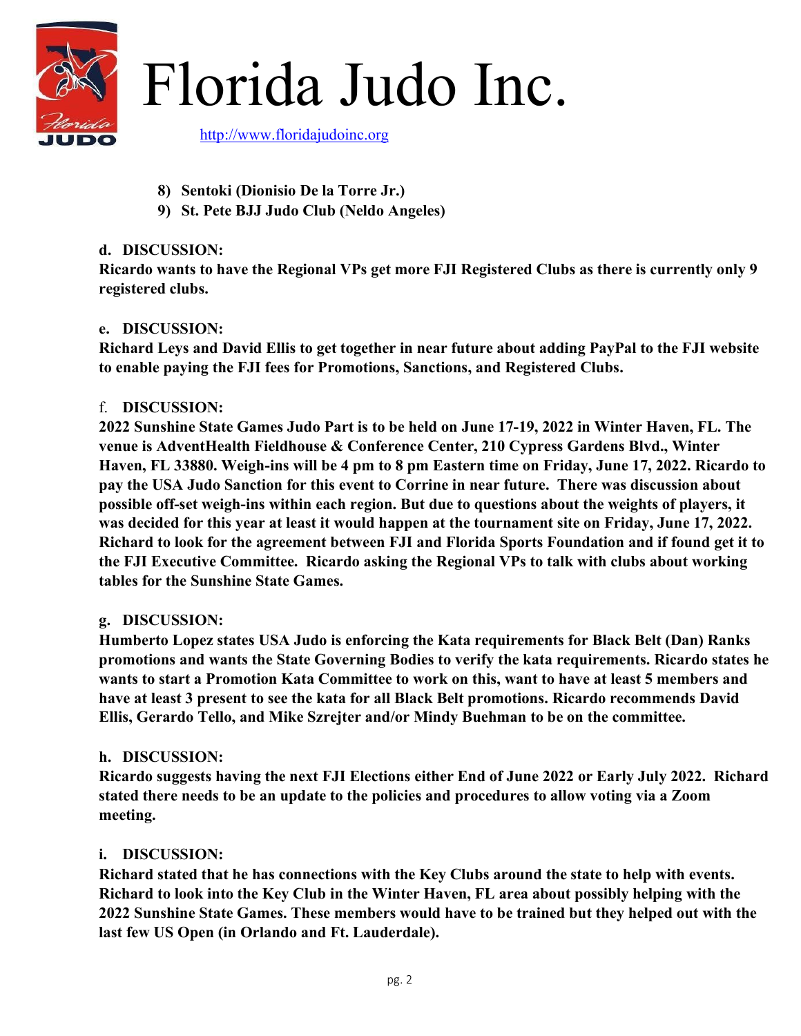8) **Sentoki (Dionisio De la Torre Jr.)**
9) **St. Pete BJJ Judo Club (Neldo Angeles)**

**d. DISCUSSION:**
**Ricardo wants to have the Regional VPs get more FJI Registered Clubs as there is currently only 9 registered clubs.**

**e. DISCUSSION:**
**Richard Leys and David Ellis to get together in near future about adding PayPal to the FJI website to enable paying the FJI fees for Promotions, Sanctions, and Registered Clubs.**

**f. DISCUSSION:**
**2022 Sunshine State Games Judo Part is to be held on June 17-19, 2022 in Winter Haven, FL. The venue is AdventHealth Fieldhouse & Conference Center, 210 Cypress Gardens Blvd., Winter Haven, FL 33880. Weigh-ins will be 4 pm to 8 pm Eastern time on Friday, June 17, 2022. Ricardo to pay the USA Judo Sanction for this event to Corrine in near future. There was discussion about possible off-set weigh-ins within each region. But due to questions about the weights of players, it was decided for this year at least it would happen at the tournament site on Friday, June 17, 2022. Richard to look for the agreement between FJI and Florida Sports Foundation and if found get it to the FJI Executive Committee. Ricardo asking the Regional VPs to talk with clubs about working tables for the Sunshine State Games.**

**g. DISCUSSION:**
**Humberto Lopez states USA Judo is enforcing the Kata requirements for Black Belt (Dan) Ranks promotions and wants the State Governing Bodies to verify the kata requirements. Ricardo states he wants to start a Promotion Kata Committee to work on this, want to have at least 5 members and have at least 3 present to see the kata for all Black Belt promotions. Ricardo recommends David Ellis, Gerardo Tello, and Mike Szrejter and/or Mindy Buehman to be on the committee.**

**h. DISCUSSION:**
**Ricardo suggests having the next FJI Elections either End of June 2022 or Early July 2022. Richard stated there needs to be an update to the policies and procedures to allow voting via a Zoom meeting.**

**i. DISCUSSION:**
**Richard stated that he has connections with the Key Clubs around the state to help with events. Richard to look into the Key Club in the Winter Haven, FL area about possibly helping with the 2022 Sunshine State Games. These members would have to be trained but they helped out with the last few US Open (in Orlando and Ft. Lauderdale).**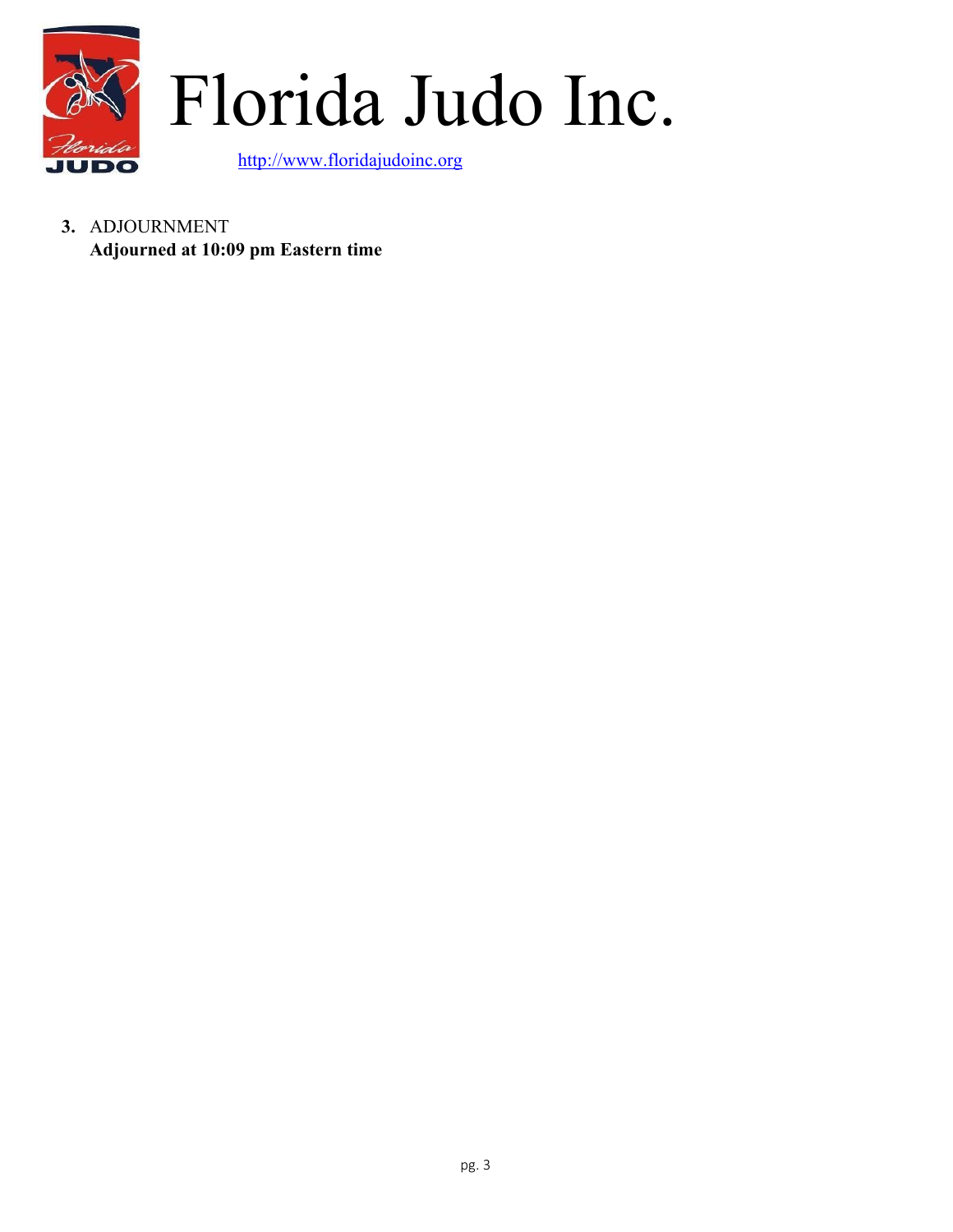# Florida Judo Inc.

http://www.floridajudoinc.org

3. ADJOURNMENT
   **Adjourned at 10:09 pm Eastern time**